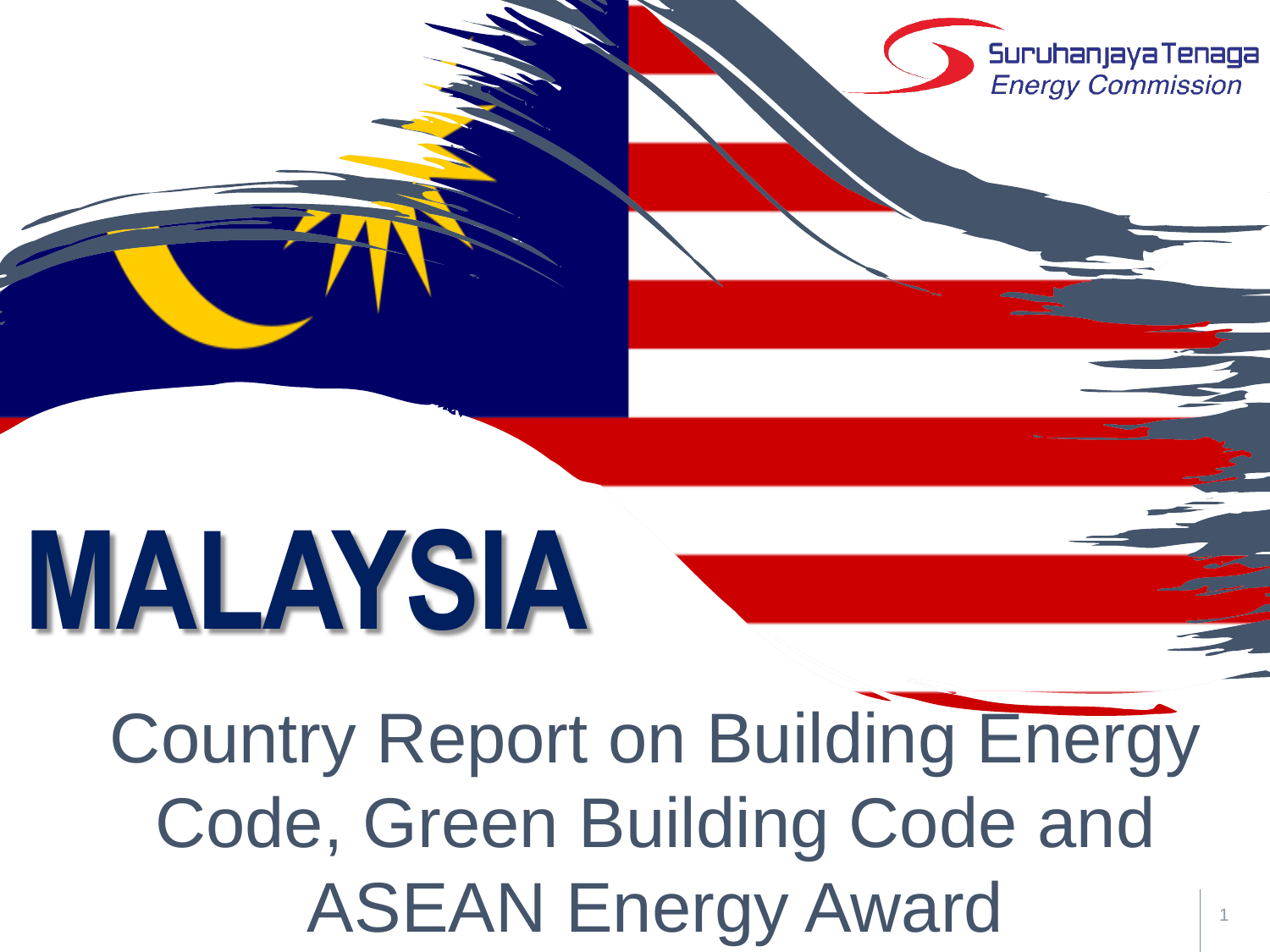Suruhanjaya Tenaga
*Energy Commission*

# MALAYSIA

## Country Report on Building Energy Code, Green Building Code and ASEAN Energy Award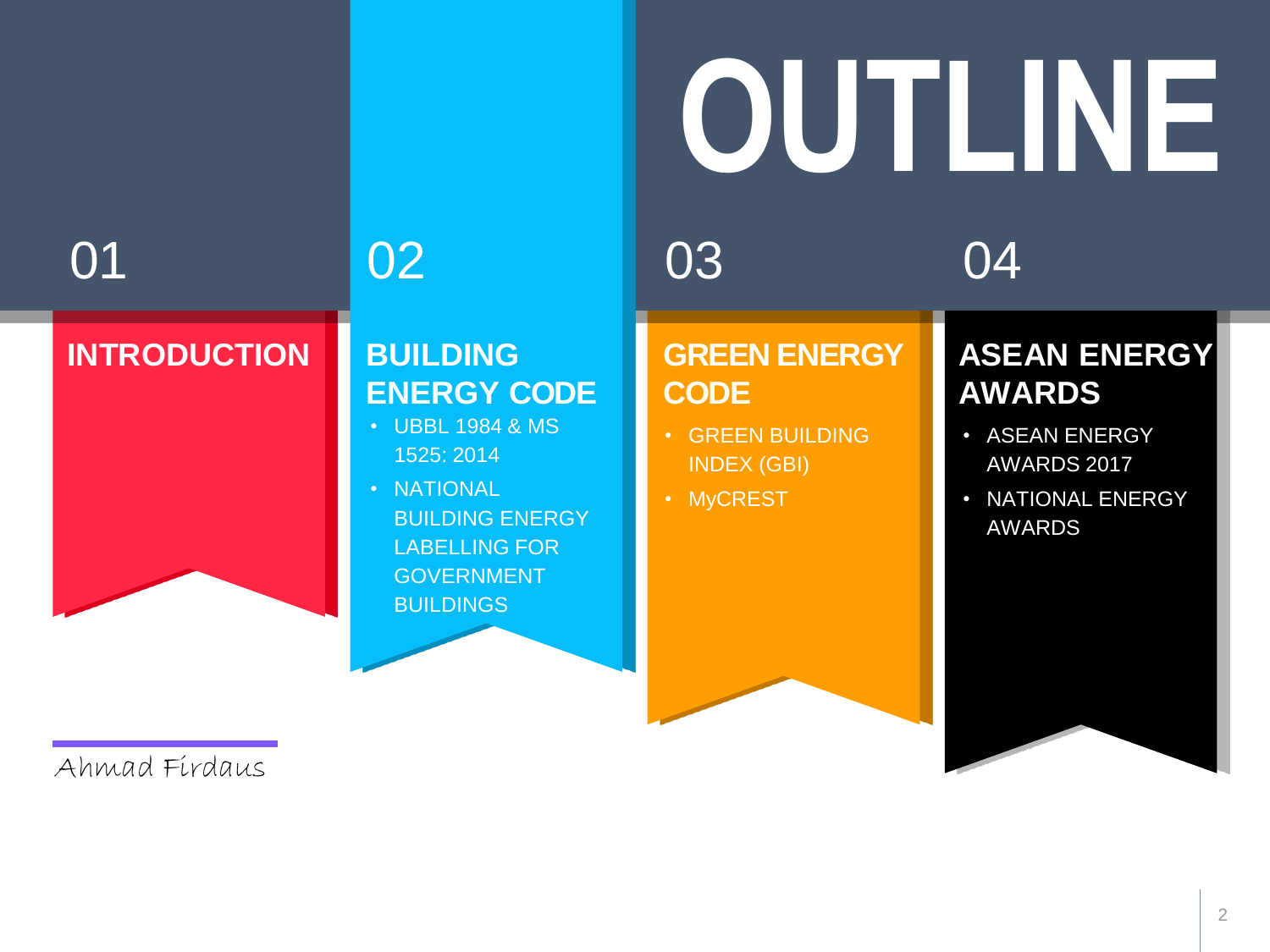# OUTLINE

## 01 INTRODUCTION

## 02 BUILDING ENERGY CODE

- UBBL 1984 & MS 1525: 2014
- NATIONAL BUILDING ENERGY LABELLING FOR GOVERNMENT BUILDINGS

## 03 GREEN ENERGY CODE

- GREEN BUILDING INDEX (GBI)
- MyCREST

## 04 ASEAN ENERGY AWARDS

- ASEAN ENERGY AWARDS 2017
- NATIONAL ENERGY AWARDS

Ahmad Firdaus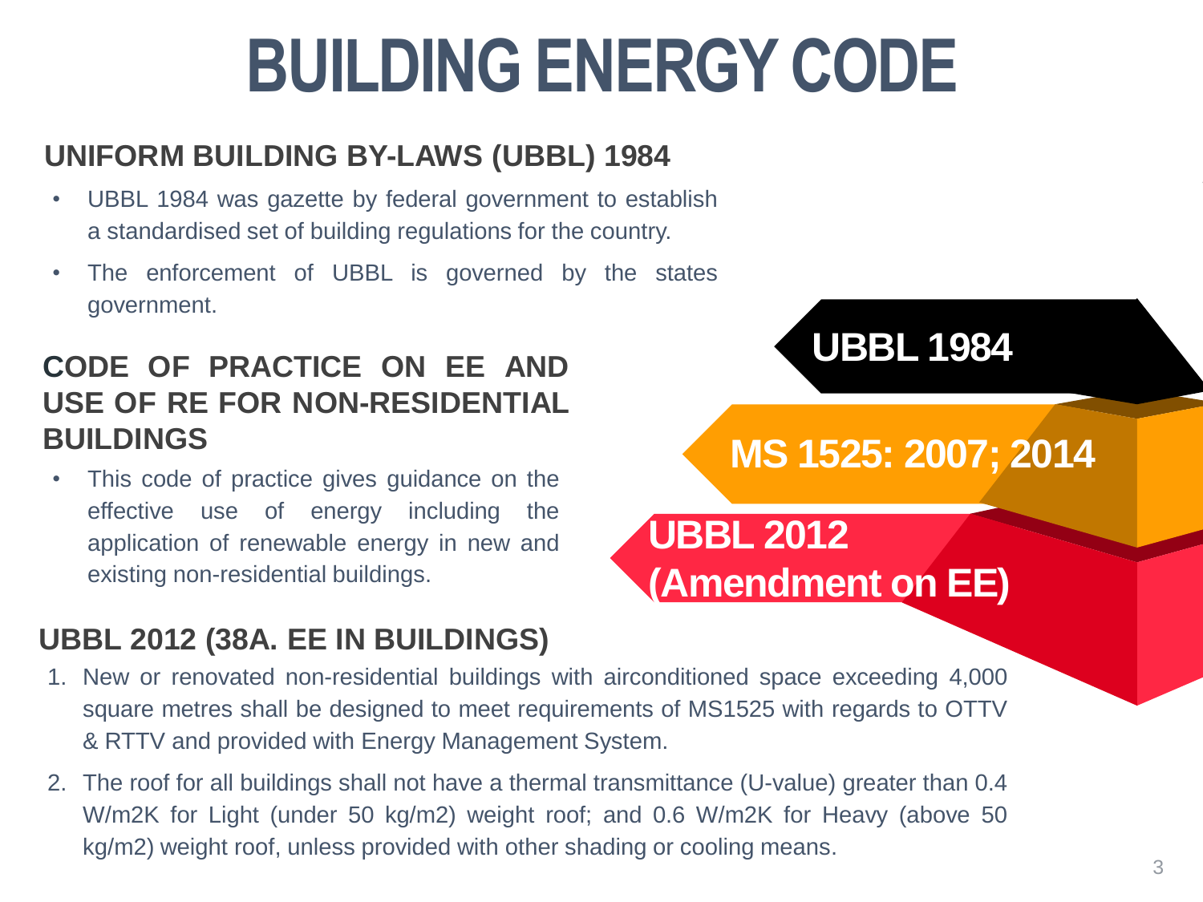# BUILDING ENERGY CODE

## UNIFORM BUILDING BY-LAWS (UBBL) 1984

- UBBL 1984 was gazette by federal government to establish a standardised set of building regulations for the country.
- The enforcement of UBBL is governed by the states government.

## CODE OF PRACTICE ON EE AND USE OF RE FOR NON-RESIDENTIAL BUILDINGS

- This code of practice gives guidance on the effective use of energy including the application of renewable energy in new and existing non-residential buildings.

**UBBL 1984**

**MS 1525: 2007; 2014**

**UBBL 2012 (Amendment on EE)**

## UBBL 2012 (38A. EE IN BUILDINGS)

1. New or renovated non-residential buildings with airconditioned space exceeding 4,000 square metres shall be designed to meet requirements of MS1525 with regards to OTTV & RTTV and provided with Energy Management System.
2. The roof for all buildings shall not have a thermal transmittance (U-value) greater than 0.4 W/m2K for Light (under 50 kg/m2) weight roof; and 0.6 W/m2K for Heavy (above 50 kg/m2) weight roof, unless provided with other shading or cooling means.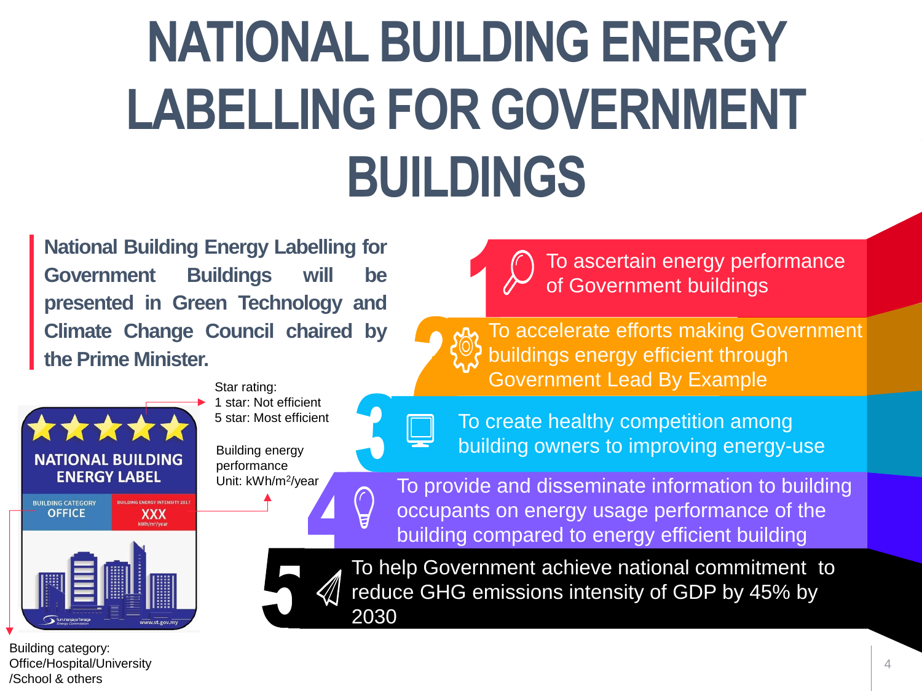# NATIONAL BUILDING ENERGY LABELLING FOR GOVERNMENT BUILDINGS

**National Building Energy Labelling for Government Buildings will be presented in Green Technology and Climate Change Council chaired by the Prime Minister.**

Star rating:
1 star: Not efficient
5 star: Most efficient

Building energy performance
Unit: kWh/m$^2$/year

NATIONAL BUILDING ENERGY LABEL

BUILDING CATEGORY
OFFICE

BUILDING ENERGY INTENSITY 2017
XXX
kWh/m$^2$/year

Suruhanjaya Tenaga
Energy Commission

www.st.gov.my

Building category:
Office/Hospital/University
/School & others

1. To ascertain energy performance of Government buildings
2. To accelerate efforts making Government buildings energy efficient through Government Lead By Example
3. To create healthy competition among building owners to improving energy-use
4. To provide and disseminate information to building occupants on energy usage performance of the building compared to energy efficient building
5. To help Government achieve national commitment to reduce GHG emissions intensity of GDP by 45% by 2030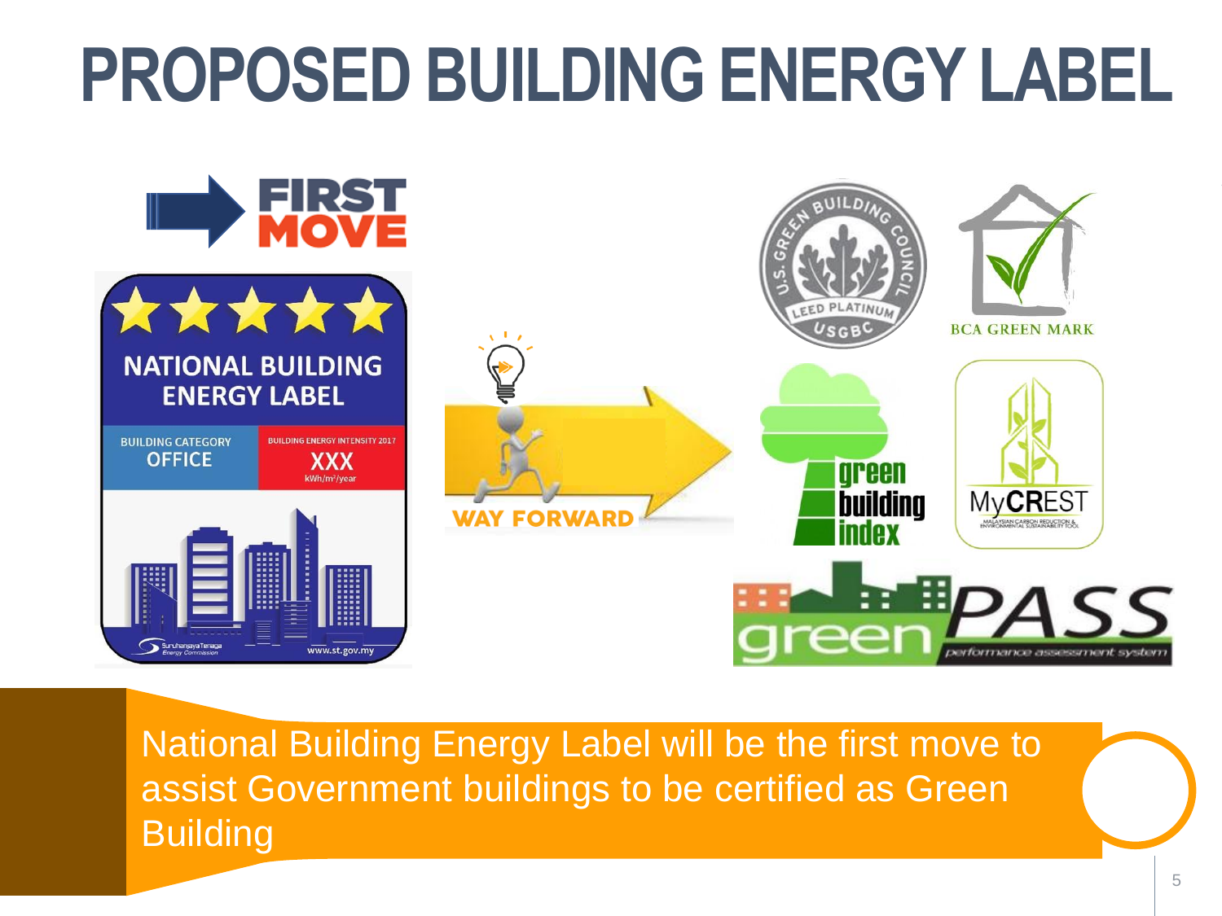# PROPOSED BUILDING ENERGY LABEL

FIRST MOVE

NATIONAL BUILDING ENERGY LABEL

BUILDING CATEGORY OFFICE

BUILDING ENERGY INTENSITY 2017 XXX kWh/m²/year

WAY FORWARD

National Building Energy Label will be the first move to assist Government buildings to be certified as Green Building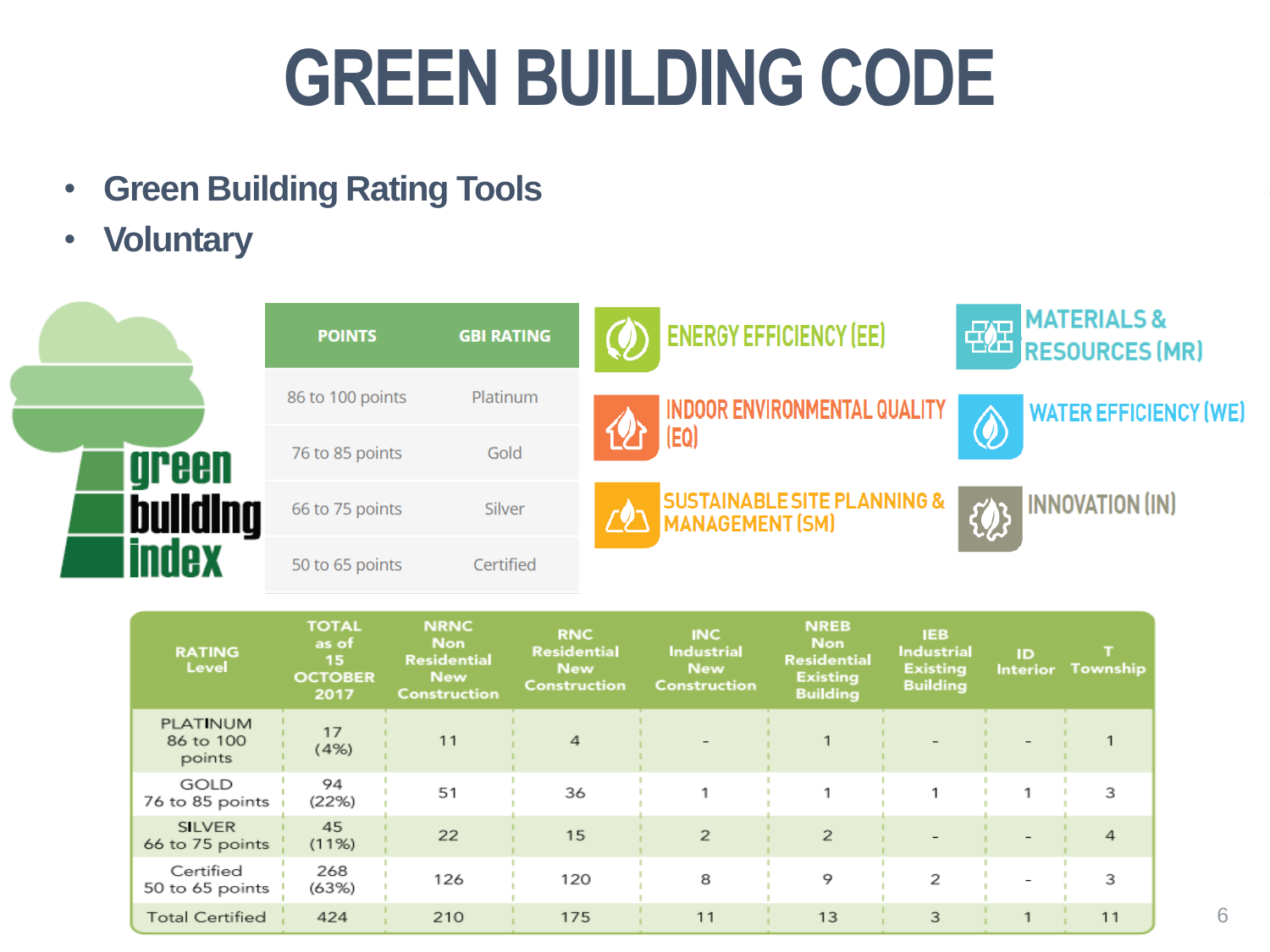# GREEN BUILDING CODE

- **Green Building Rating Tools**
- **Voluntary**

green building index

| POINTS | GBI RATING |
|---|---|
| 86 to 100 points | Platinum |
| 76 to 85 points | Gold |
| 66 to 75 points | Silver |
| 50 to 65 points | Certified |

ENERGY EFFICIENCY (EE)

MATERIALS & RESOURCES (MR)

INDOOR ENVIRONMENTAL QUALITY (EQ)

WATER EFFICIENCY (WE)

SUSTAINABLE SITE PLANNING & MANAGEMENT (SM)

INNOVATION (IN)

| RATING Level | TOTAL as of 15 OCTOBER 2017 | NRNC Non Residential New Construction | RNC Residential New Construction | INC Industrial New Construction | NREB Non Residential Existing Building | IEB Industrial Existing Building | ID Interior | T Township |
|---|---|---|---|---|---|---|---|---|
| PLATINUM 86 to 100 points | 17 (4%) | 11 | 4 | - | 1 | - | - | 1 |
| GOLD 76 to 85 points | 94 (22%) | 51 | 36 | 1 | 1 | 1 | 1 | 3 |
| SILVER 66 to 75 points | 45 (11%) | 22 | 15 | 2 | 2 | - | - | 4 |
| Certified 50 to 65 points | 268 (63%) | 126 | 120 | 8 | 9 | 2 | - | 3 |
| Total Certified | 424 | 210 | 175 | 11 | 13 | 3 | 1 | 11 |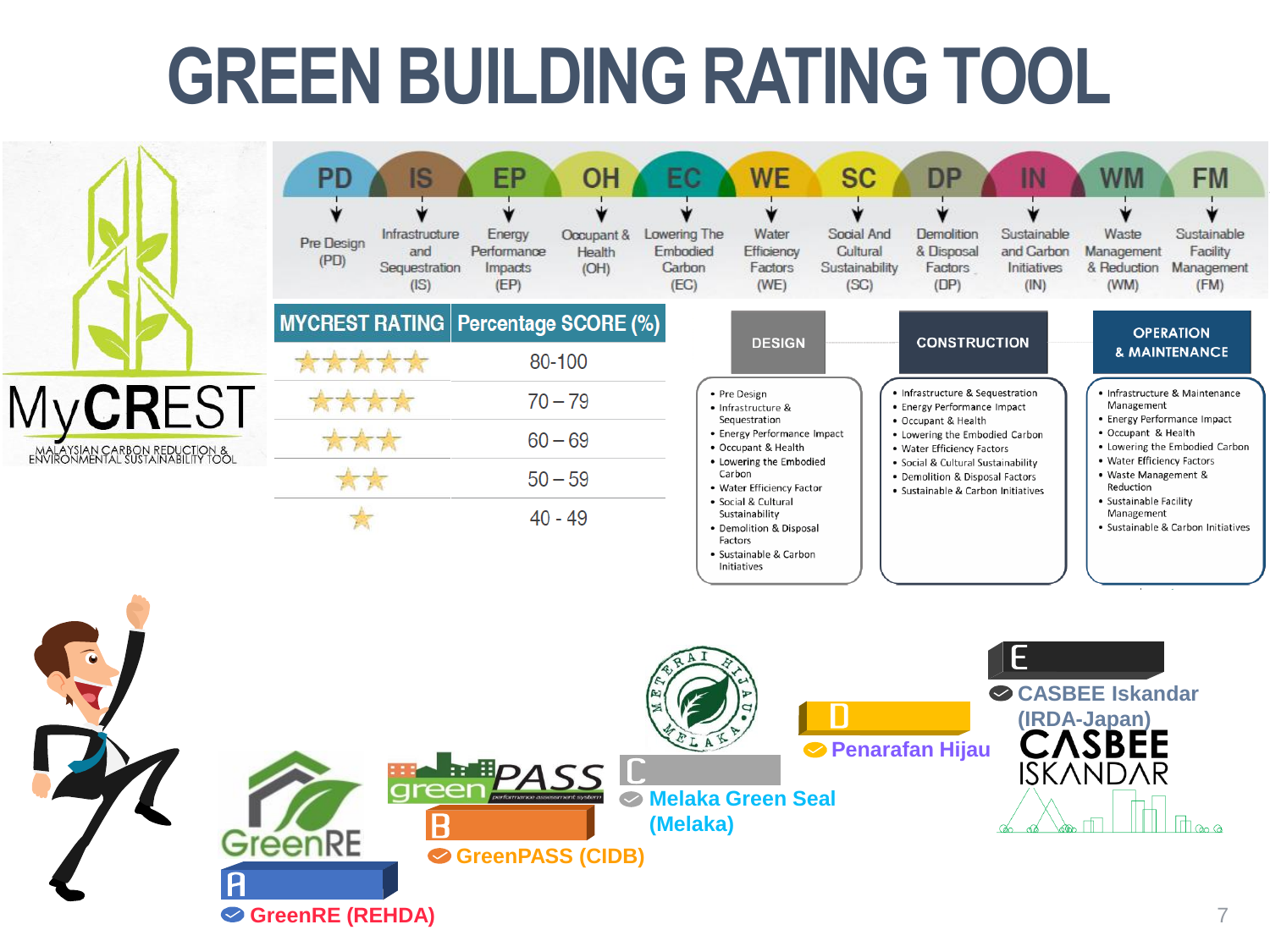# GREEN BUILDING RATING TOOL

**MyCREST** – MALAYSIAN CARBON REDUCTION & ENVIRONMENTAL SUSTAINABILITY TOOL

| PD | IS | EP | OH | EC | WE | SC | DP | IN | WM | FM |
|---|---|---|---|---|---|---|---|---|---|---|
| Pre Design (PD) | Infrastructure and Sequestration (IS) | Energy Performance Impacts (EP) | Occupant & Health (OH) | Lowering The Embodied Carbon (EC) | Water Efficiency Factors (WE) | Social And Cultural Sustainability (SC) | Demolition & Disposal Factors (DP) | Sustainable and Carbon Initiatives (IN) | Waste Management & Reduction (WM) | Sustainable Facility Management (FM) |

| MYCREST RATING | Percentage SCORE (%) |
|---|---|
| ★★★★★ | 80-100 |
| ★★★★ | 70 – 79 |
| ★★★ | 60 – 69 |
| ★★ | 50 – 59 |
| ★ | 40 - 49 |

**DESIGN**
- Pre Design
- Infrastructure & Sequestration
- Energy Performance Impact
- Occupant & Health
- Lowering the Embodied Carbon
- Water Efficiency Factor
- Social & Cultural Sustainability
- Demolition & Disposal Factors
- Sustainable & Carbon Initiatives

**CONSTRUCTION**
- Infrastructure & Sequestration
- Energy Performance Impact
- Occupant & Health
- Lowering the Embodied Carbon
- Water Efficiency Factors
- Social & Cultural Sustainability
- Demolition & Disposal Factors
- Sustainable & Carbon Initiatives

**OPERATION & MAINTENANCE**
- Infrastructure & Maintenance Management
- Energy Performance Impact
- Occupant & Health
- Lowering the Embodied Carbon
- Water Efficiency Factors
- Waste Management & Reduction
- Sustainable Facility Management
- Sustainable & Carbon Initiatives

A – GreenRE (REHDA)

B – GreenPASS (CIDB)

C – Melaka Green Seal (Melaka)

D – Penarafan Hijau

E – CASBEE Iskandar (IRDA-Japan)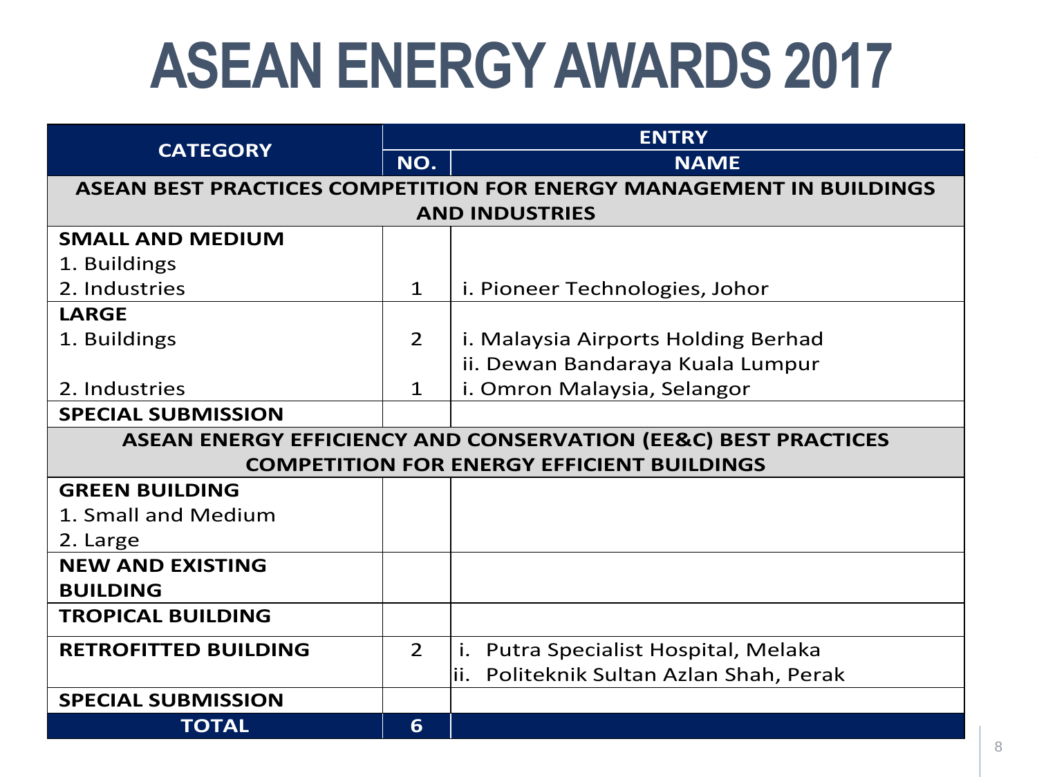# ASEAN ENERGY AWARDS 2017

| CATEGORY | ENTRY | |
|---|---|---|
| | NO. | NAME |
| **ASEAN BEST PRACTICES COMPETITION FOR ENERGY MANAGEMENT IN BUILDINGS AND INDUSTRIES** | | |
| **SMALL AND MEDIUM** | | |
| 1. Buildings | | |
| 2. Industries | 1 | i. Pioneer Technologies, Johor |
| **LARGE** | | |
| 1. Buildings | 2 | i. Malaysia Airports Holding Berhad<br>ii. Dewan Bandaraya Kuala Lumpur |
| 2. Industries | 1 | i. Omron Malaysia, Selangor |
| **SPECIAL SUBMISSION** | | |
| **ASEAN ENERGY EFFICIENCY AND CONSERVATION (EE&C) BEST PRACTICES COMPETITION FOR ENERGY EFFICIENT BUILDINGS** | | |
| **GREEN BUILDING** | | |
| 1. Small and Medium | | |
| 2. Large | | |
| **NEW AND EXISTING BUILDING** | | |
| **TROPICAL BUILDING** | | |
| **RETROFITTED BUILDING** | 2 | i. Putra Specialist Hospital, Melaka<br>ii. Politeknik Sultan Azlan Shah, Perak |
| **SPECIAL SUBMISSION** | | |
| **TOTAL** | **6** | |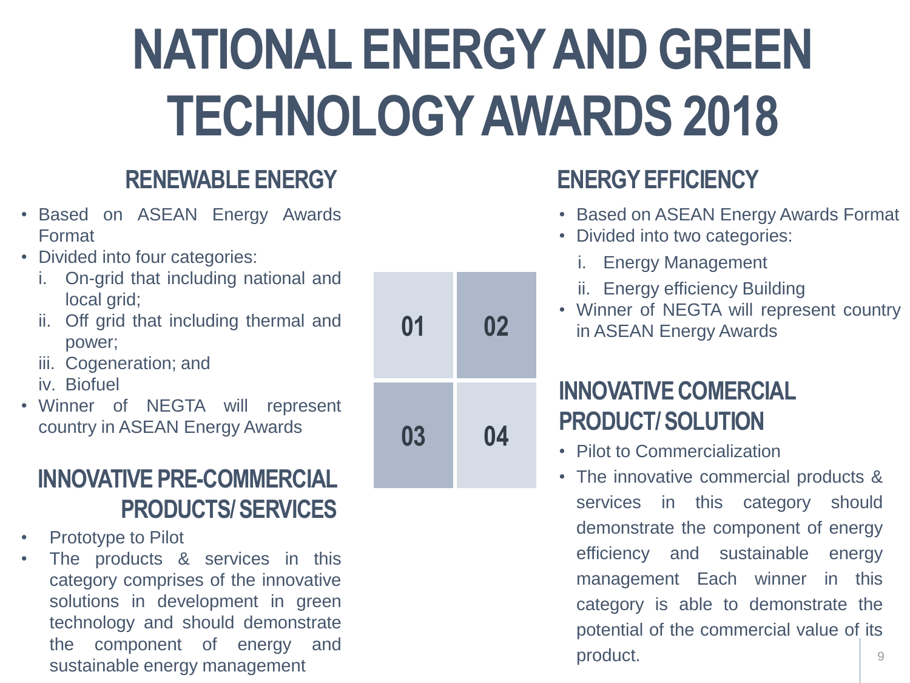# NATIONAL ENERGY AND GREEN TECHNOLOGY AWARDS 2018

## RENEWABLE ENERGY

- Based on ASEAN Energy Awards Format
- Divided into four categories:
  - i. On-grid that including national and local grid;
  - ii. Off grid that including thermal and power;
  - iii. Cogeneration; and
  - iv. Biofuel
- Winner of NEGTA will represent country in ASEAN Energy Awards

## INNOVATIVE PRE-COMMERCIAL PRODUCTS/ SERVICES

- Prototype to Pilot
- The products & services in this category comprises of the innovative solutions in development in green technology and should demonstrate the component of energy and sustainable energy management

01 | 02 | 03 | 04

## ENERGY EFFICIENCY

- Based on ASEAN Energy Awards Format
- Divided into two categories:
  - i. Energy Management
  - ii. Energy efficiency Building
- Winner of NEGTA will represent country in ASEAN Energy Awards

## INNOVATIVE COMERCIAL PRODUCT/ SOLUTION

- Pilot to Commercialization
- The innovative commercial products & services in this category should demonstrate the component of energy efficiency and sustainable energy management Each winner in this category is able to demonstrate the potential of the commercial value of its product.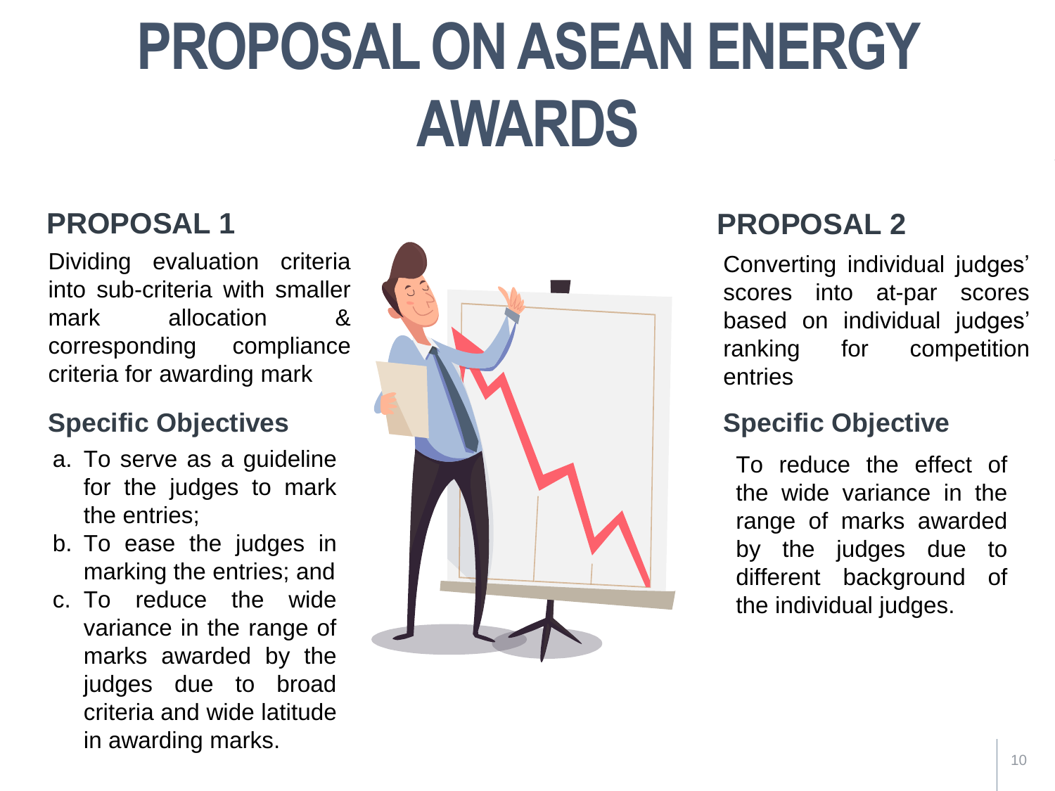# PROPOSAL ON ASEAN ENERGY AWARDS

## PROPOSAL 1

Dividing evaluation criteria into sub-criteria with smaller mark allocation & corresponding compliance criteria for awarding mark

### Specific Objectives

a. To serve as a guideline for the judges to mark the entries;
b. To ease the judges in marking the entries; and
c. To reduce the wide variance in the range of marks awarded by the judges due to broad criteria and wide latitude in awarding marks.

## PROPOSAL 2

Converting individual judges' scores into at-par scores based on individual judges' ranking for competition entries

### Specific Objective

To reduce the effect of the wide variance in the range of marks awarded by the judges due to different background of the individual judges.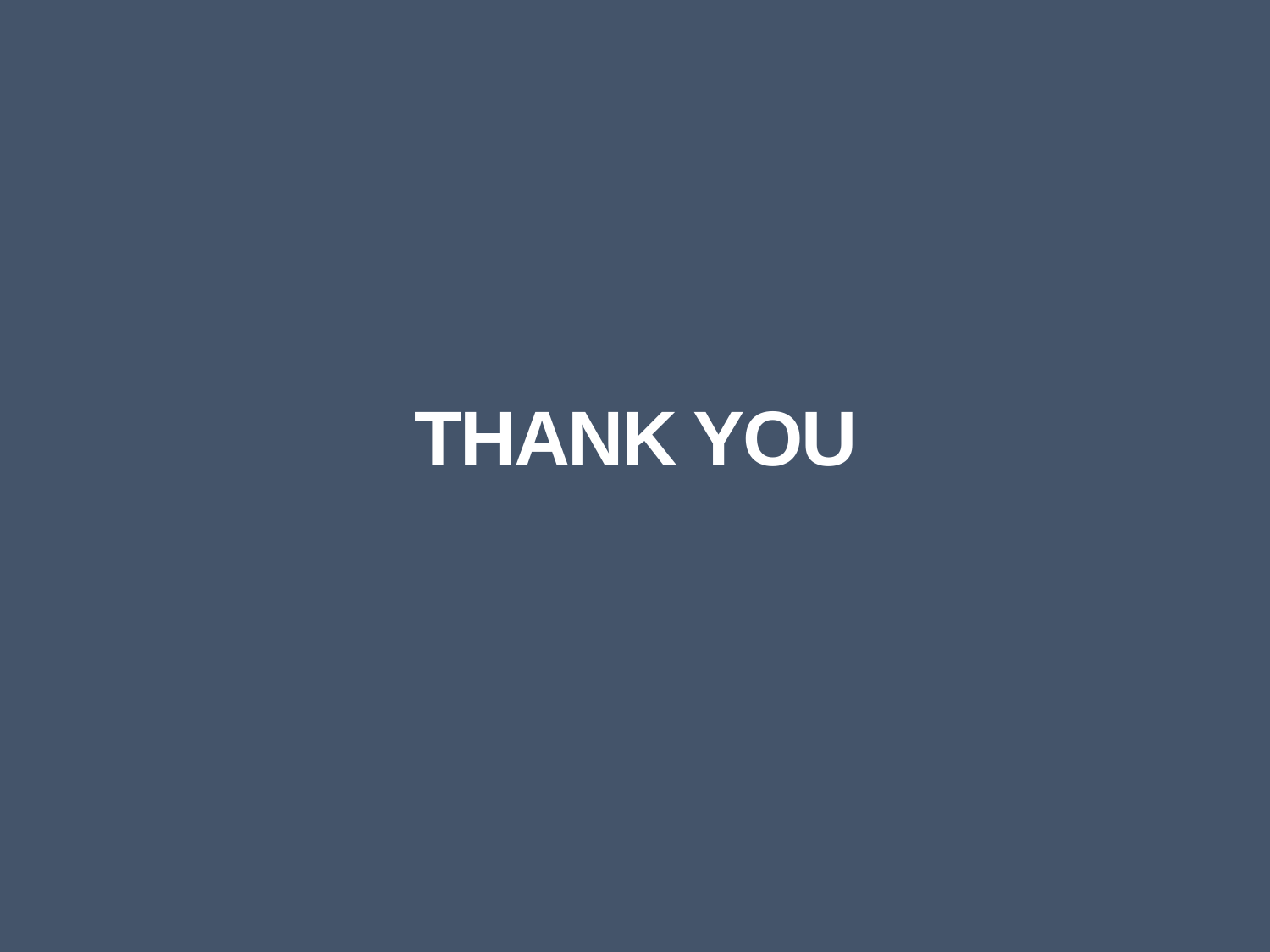# THANK YOU